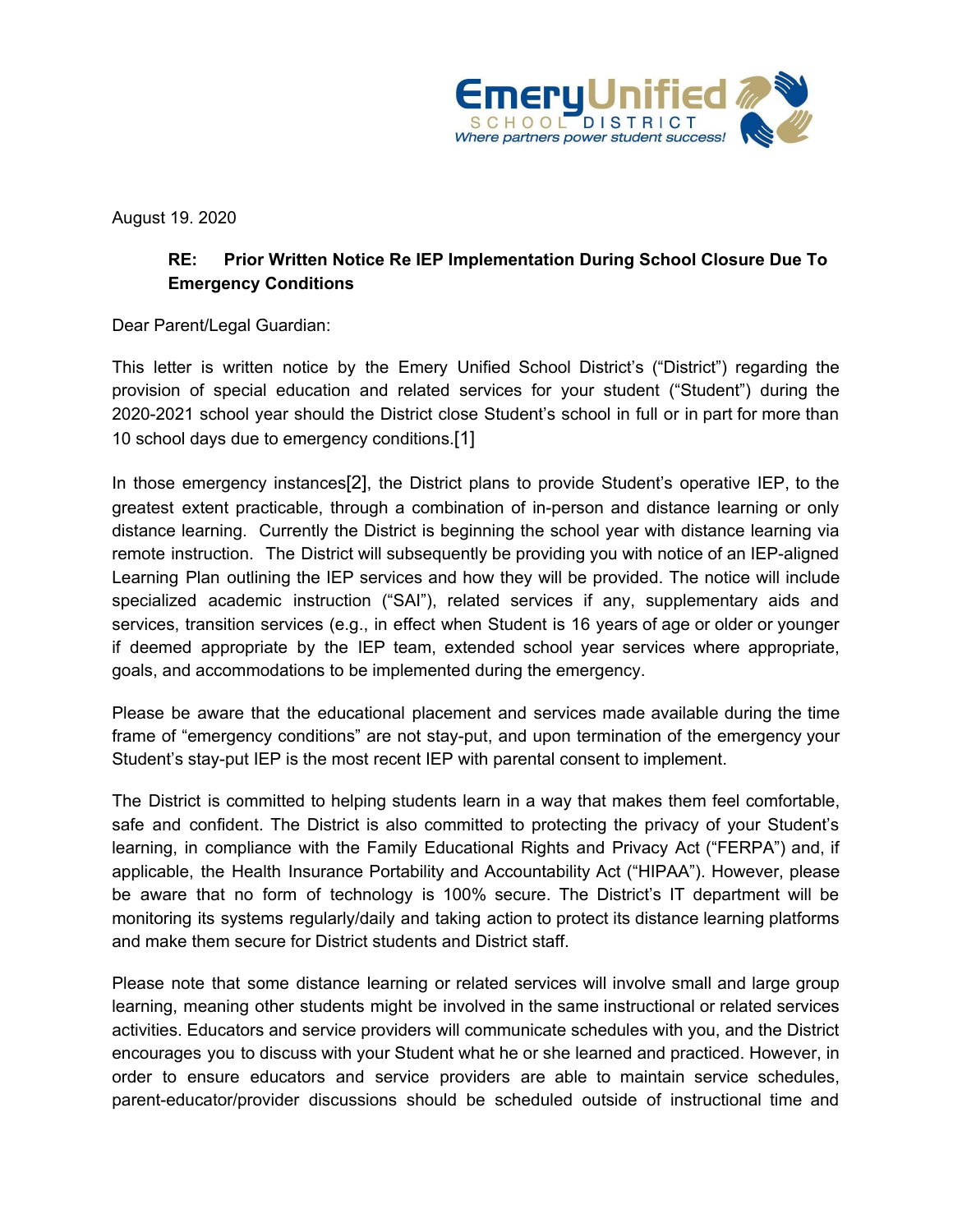Emery Unified SCHOOL DISTRICT
*Where partners power student success!*

August 19. 2020

**RE: Prior Written Notice Re IEP Implementation During School Closure Due To Emergency Conditions**

Dear Parent/Legal Guardian:

This letter is written notice by the Emery Unified School District's ("District") regarding the provision of special education and related services for your student ("Student") during the 2020-2021 school year should the District close Student's school in full or in part for more than 10 school days due to emergency conditions.[1]

In those emergency instances[2], the District plans to provide Student's operative IEP, to the greatest extent practicable, through a combination of in-person and distance learning or only distance learning. Currently the District is beginning the school year with distance learning via remote instruction. The District will subsequently be providing you with notice of an IEP-aligned Learning Plan outlining the IEP services and how they will be provided. The notice will include specialized academic instruction ("SAI"), related services if any, supplementary aids and services, transition services (e.g., in effect when Student is 16 years of age or older or younger if deemed appropriate by the IEP team, extended school year services where appropriate, goals, and accommodations to be implemented during the emergency.

Please be aware that the educational placement and services made available during the time frame of "emergency conditions" are not stay-put, and upon termination of the emergency your Student's stay-put IEP is the most recent IEP with parental consent to implement.

The District is committed to helping students learn in a way that makes them feel comfortable, safe and confident. The District is also committed to protecting the privacy of your Student's learning, in compliance with the Family Educational Rights and Privacy Act ("FERPA") and, if applicable, the Health Insurance Portability and Accountability Act ("HIPAA"). However, please be aware that no form of technology is 100% secure. The District's IT department will be monitoring its systems regularly/daily and taking action to protect its distance learning platforms and make them secure for District students and District staff.

Please note that some distance learning or related services will involve small and large group learning, meaning other students might be involved in the same instructional or related services activities. Educators and service providers will communicate schedules with you, and the District encourages you to discuss with your Student what he or she learned and practiced. However, in order to ensure educators and service providers are able to maintain service schedules, parent-educator/provider discussions should be scheduled outside of instructional time and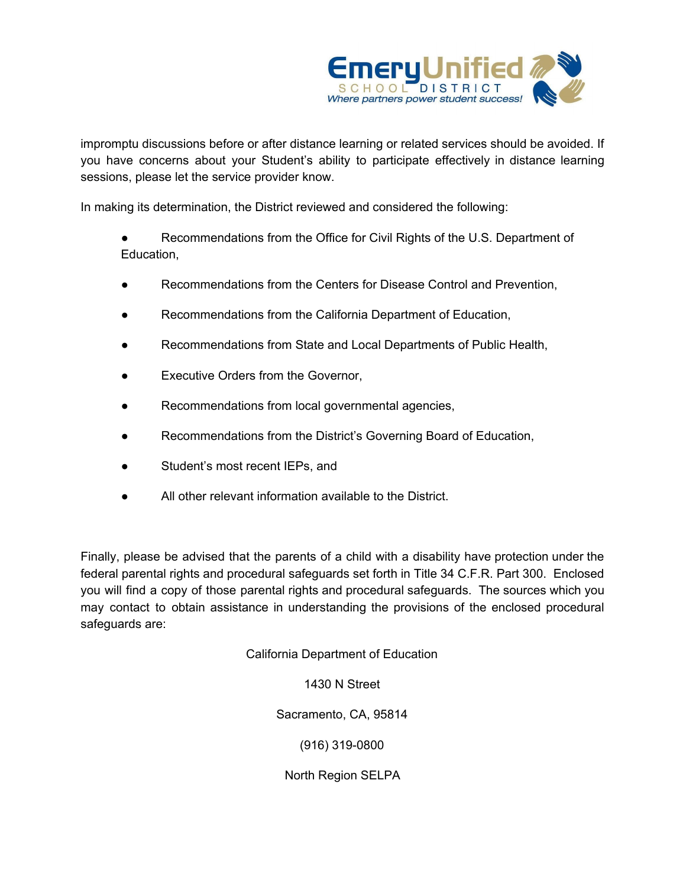impromptu discussions before or after distance learning or related services should be avoided. If you have concerns about your Student's ability to participate effectively in distance learning sessions, please let the service provider know.

In making its determination, the District reviewed and considered the following:

- Recommendations from the Office for Civil Rights of the U.S. Department of Education,
- Recommendations from the Centers for Disease Control and Prevention,
- Recommendations from the California Department of Education,
- Recommendations from State and Local Departments of Public Health,
- Executive Orders from the Governor,
- Recommendations from local governmental agencies,
- Recommendations from the District's Governing Board of Education,
- Student's most recent IEPs, and
- All other relevant information available to the District.

Finally, please be advised that the parents of a child with a disability have protection under the federal parental rights and procedural safeguards set forth in Title 34 C.F.R. Part 300. Enclosed you will find a copy of those parental rights and procedural safeguards. The sources which you may contact to obtain assistance in understanding the provisions of the enclosed procedural safeguards are:

California Department of Education

1430 N Street

Sacramento, CA, 95814

(916) 319-0800

North Region SELPA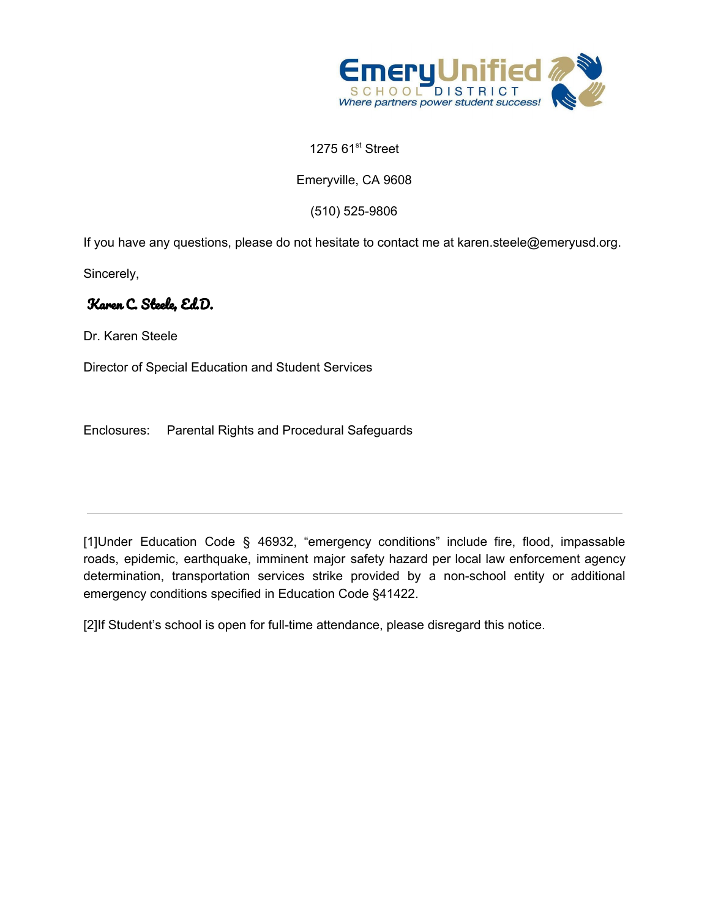1275 61st Street

Emeryville, CA 9608

(510) 525-9806

If you have any questions, please do not hesitate to contact me at karen.steele@emeryusd.org.

Sincerely,

*Karen C. Steele, Ed.D.*

Dr. Karen Steele

Director of Special Education and Student Services

Enclosures: Parental Rights and Procedural Safeguards

---

[1]Under Education Code § 46932, "emergency conditions" include fire, flood, impassable roads, epidemic, earthquake, imminent major safety hazard per local law enforcement agency determination, transportation services strike provided by a non-school entity or additional emergency conditions specified in Education Code §41422.

[2]If Student's school is open for full-time attendance, please disregard this notice.